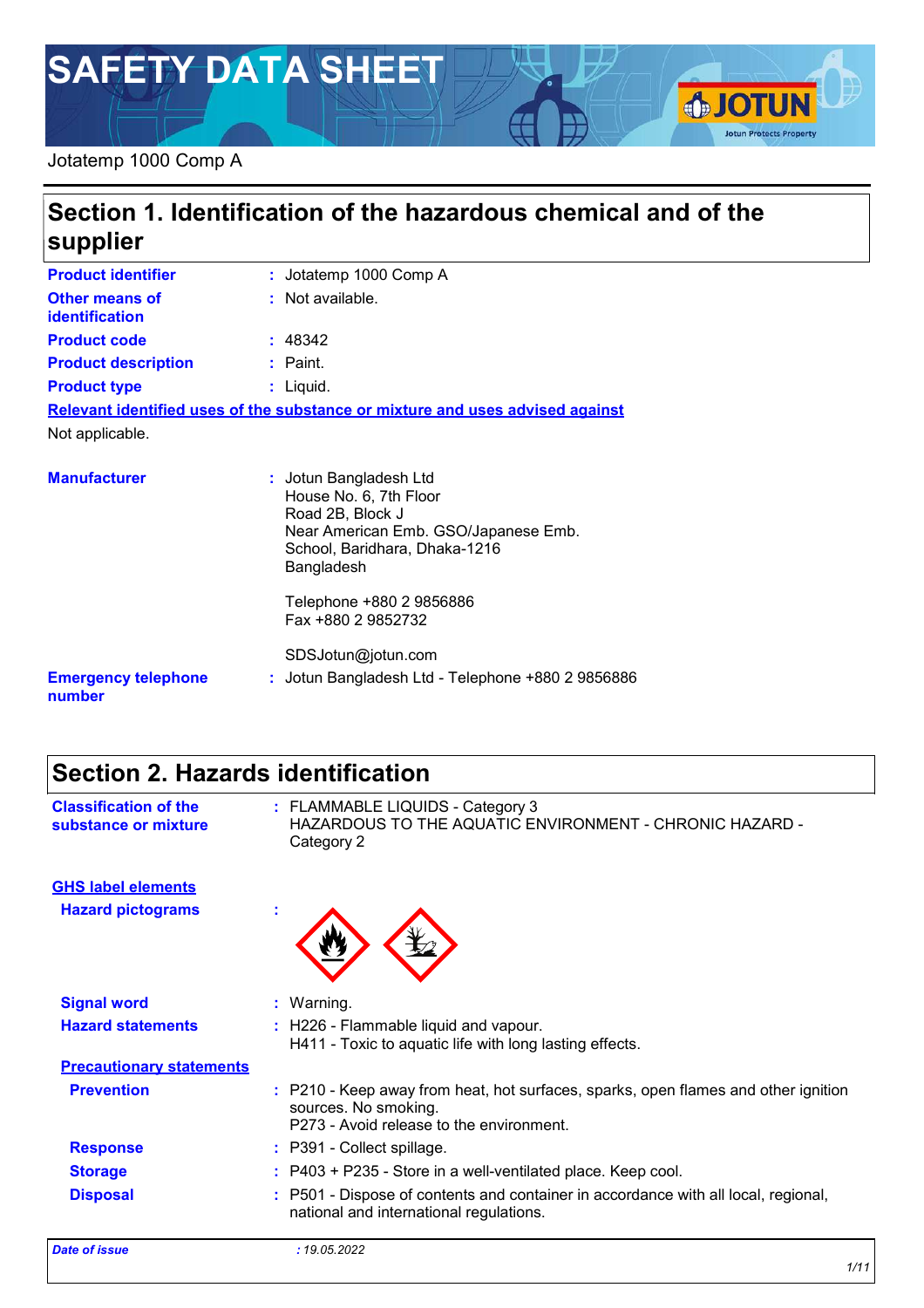# SAFETY DATA SHEET

Jotatemp 1000 Comp A

## Section 1. Identification of the hazardous chemical and of the supplier

| | |
|---|---|
| **Product identifier** | : Jotatemp 1000 Comp A |
| **Other means of identification** | : Not available. |
| **Product code** | : 48342 |
| **Product description** | : Paint. |
| **Product type** | : Liquid. |

**Relevant identified uses of the substance or mixture and uses advised against**

Not applicable.

| | |
|---|---|
| **Manufacturer** | : Jotun Bangladesh Ltd<br>House No. 6, 7th Floor<br>Road 2B, Block J<br>Near American Emb. GSO/Japanese Emb.<br>School, Baridhara, Dhaka-1216<br>Bangladesh<br><br>Telephone +880 2 9856886<br>Fax +880 2 9852732<br><br>SDSJotun@jotun.com |
| **Emergency telephone number** | : Jotun Bangladesh Ltd - Telephone +880 2 9856886 |

## Section 2. Hazards identification

| | |
|---|---|
| **Classification of the substance or mixture** | : FLAMMABLE LIQUIDS - Category 3<br>HAZARDOUS TO THE AQUATIC ENVIRONMENT - CHRONIC HAZARD - Category 2 |

**GHS label elements**

| | |
|---|---|
| **Hazard pictograms** | : |
| **Signal word** | : Warning. |
| **Hazard statements** | : H226 - Flammable liquid and vapour.<br>H411 - Toxic to aquatic life with long lasting effects. |

**Precautionary statements**

| | |
|---|---|
| **Prevention** | : P210 - Keep away from heat, hot surfaces, sparks, open flames and other ignition sources. No smoking.<br>P273 - Avoid release to the environment. |
| **Response** | : P391 - Collect spillage. |
| **Storage** | : P403 + P235 - Store in a well-ventilated place. Keep cool. |
| **Disposal** | : P501 - Dispose of contents and container in accordance with all local, regional, national and international regulations. |

*Date of issue* : 19.05.2022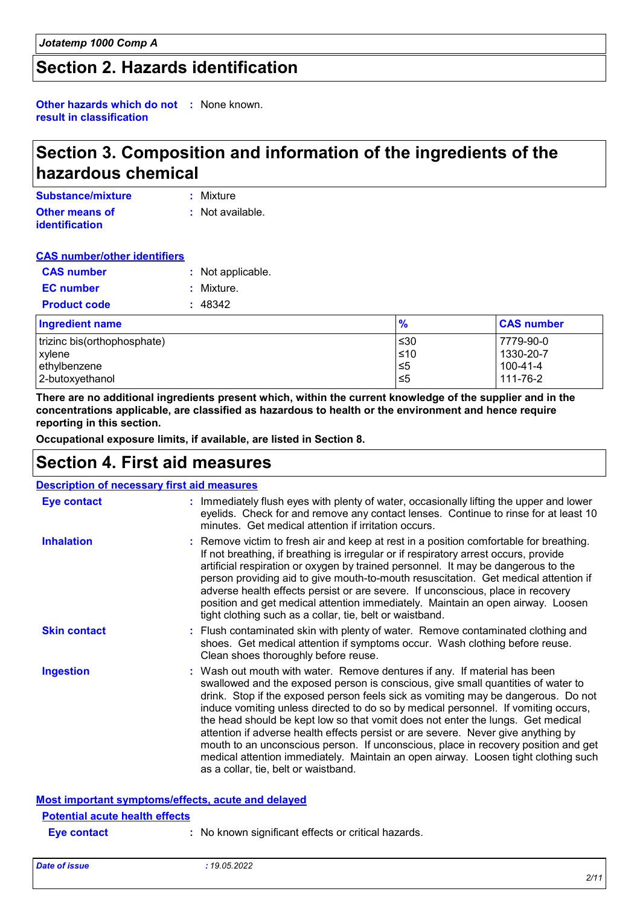## Section 2. Hazards identification

**Other hazards which do not result in classification** : None known.

## Section 3. Composition and information of the ingredients of the hazardous chemical

**Substance/mixture** : Mixture

**Other means of identification** : Not available.

**CAS number/other identifiers**

**CAS number** : Not applicable.

**EC number** : Mixture.

**Product code** : 48342

| Ingredient name | % | CAS number |
|---|---|---|
| trizinc bis(orthophosphate) | ≤30 | 7779-90-0 |
| xylene | ≤10 | 1330-20-7 |
| ethylbenzene | ≤5 | 100-41-4 |
| 2-butoxyethanol | ≤5 | 111-76-2 |

**There are no additional ingredients present which, within the current knowledge of the supplier and in the concentrations applicable, are classified as hazardous to health or the environment and hence require reporting in this section.**

**Occupational exposure limits, if available, are listed in Section 8.**

## Section 4. First aid measures

**Description of necessary first aid measures**

**Eye contact** : Immediately flush eyes with plenty of water, occasionally lifting the upper and lower eyelids. Check for and remove any contact lenses. Continue to rinse for at least 10 minutes. Get medical attention if irritation occurs.

**Inhalation** : Remove victim to fresh air and keep at rest in a position comfortable for breathing. If not breathing, if breathing is irregular or if respiratory arrest occurs, provide artificial respiration or oxygen by trained personnel. It may be dangerous to the person providing aid to give mouth-to-mouth resuscitation. Get medical attention if adverse health effects persist or are severe. If unconscious, place in recovery position and get medical attention immediately. Maintain an open airway. Loosen tight clothing such as a collar, tie, belt or waistband.

**Skin contact** : Flush contaminated skin with plenty of water. Remove contaminated clothing and shoes. Get medical attention if symptoms occur. Wash clothing before reuse. Clean shoes thoroughly before reuse.

**Ingestion** : Wash out mouth with water. Remove dentures if any. If material has been swallowed and the exposed person is conscious, give small quantities of water to drink. Stop if the exposed person feels sick as vomiting may be dangerous. Do not induce vomiting unless directed to do so by medical personnel. If vomiting occurs, the head should be kept low so that vomit does not enter the lungs. Get medical attention if adverse health effects persist or are severe. Never give anything by mouth to an unconscious person. If unconscious, place in recovery position and get medical attention immediately. Maintain an open airway. Loosen tight clothing such as a collar, tie, belt or waistband.

**Most important symptoms/effects, acute and delayed**

**Potential acute health effects**

**Eye contact** : No known significant effects or critical hazards.

*Date of issue* : 19.05.2022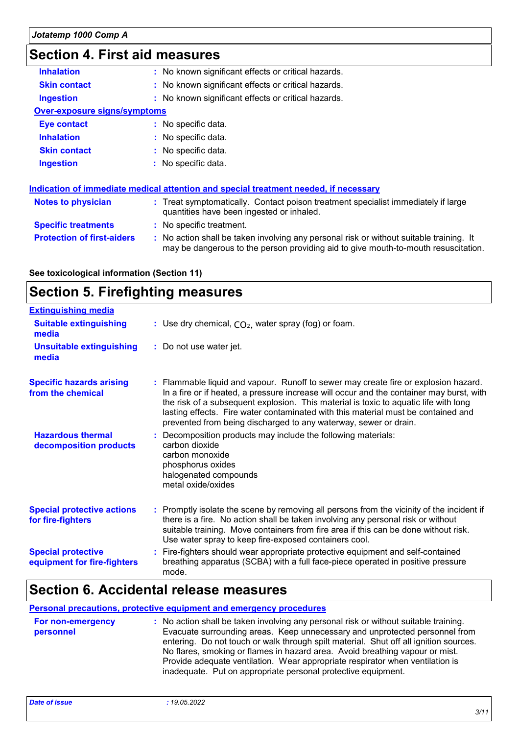## Section 4. First aid measures

| | |
|---|---|
| **Inhalation** | : No known significant effects or critical hazards. |
| **Skin contact** | : No known significant effects or critical hazards. |
| **Ingestion** | : No known significant effects or critical hazards. |

**Over-exposure signs/symptoms**

| | |
|---|---|
| **Eye contact** | : No specific data. |
| **Inhalation** | : No specific data. |
| **Skin contact** | : No specific data. |
| **Ingestion** | : No specific data. |

**Indication of immediate medical attention and special treatment needed, if necessary**

| | |
|---|---|
| **Notes to physician** | : Treat symptomatically. Contact poison treatment specialist immediately if large quantities have been ingested or inhaled. |
| **Specific treatments** | : No specific treatment. |
| **Protection of first-aiders** | : No action shall be taken involving any personal risk or without suitable training. It may be dangerous to the person providing aid to give mouth-to-mouth resuscitation. |

**See toxicological information (Section 11)**

## Section 5. Firefighting measures

**Extinguishing media**

| | |
|---|---|
| **Suitable extinguishing media** | : Use dry chemical, $CO_2$, water spray (fog) or foam. |
| **Unsuitable extinguishing media** | : Do not use water jet. |
| **Specific hazards arising from the chemical** | : Flammable liquid and vapour. Runoff to sewer may create fire or explosion hazard. In a fire or if heated, a pressure increase will occur and the container may burst, with the risk of a subsequent explosion. This material is toxic to aquatic life with long lasting effects. Fire water contaminated with this material must be contained and prevented from being discharged to any waterway, sewer or drain. |
| **Hazardous thermal decomposition products** | : Decomposition products may include the following materials:<br>carbon dioxide<br>carbon monoxide<br>phosphorus oxides<br>halogenated compounds<br>metal oxide/oxides |
| **Special protective actions for fire-fighters** | : Promptly isolate the scene by removing all persons from the vicinity of the incident if there is a fire. No action shall be taken involving any personal risk or without suitable training. Move containers from fire area if this can be done without risk. Use water spray to keep fire-exposed containers cool. |
| **Special protective equipment for fire-fighters** | : Fire-fighters should wear appropriate protective equipment and self-contained breathing apparatus (SCBA) with a full face-piece operated in positive pressure mode. |

## Section 6. Accidental release measures

**Personal precautions, protective equipment and emergency procedures**

| | |
|---|---|
| **For non-emergency personnel** | : No action shall be taken involving any personal risk or without suitable training. Evacuate surrounding areas. Keep unnecessary and unprotected personnel from entering. Do not touch or walk through spilt material. Shut off all ignition sources. No flares, smoking or flames in hazard area. Avoid breathing vapour or mist. Provide adequate ventilation. Wear appropriate respirator when ventilation is inadequate. Put on appropriate personal protective equipment. |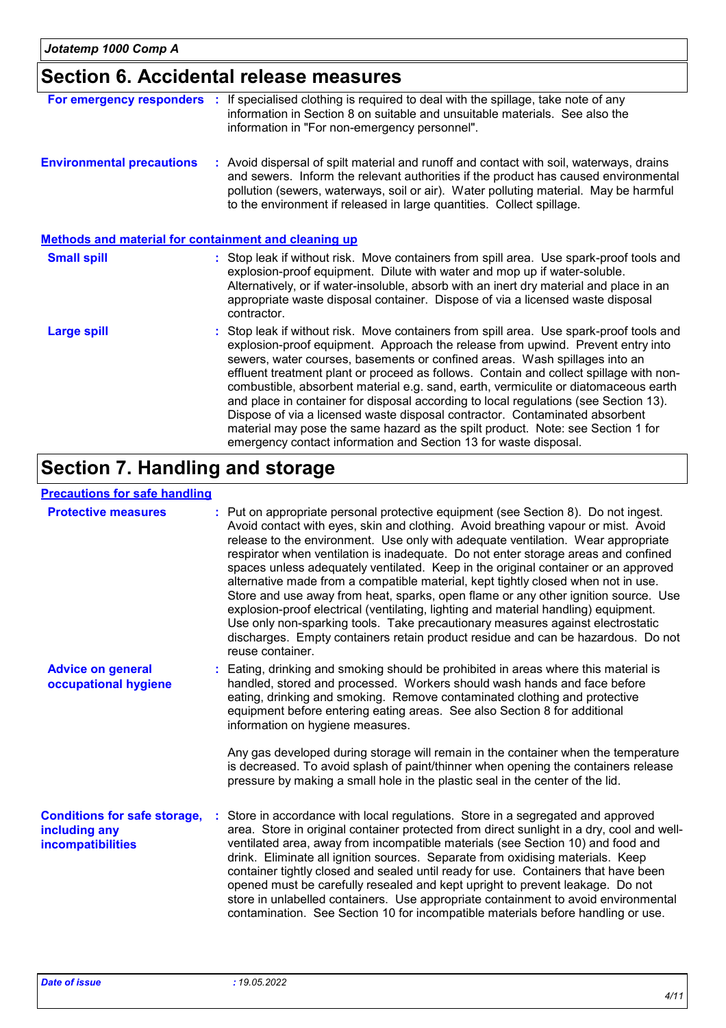## Section 6. Accidental release measures

**For emergency responders** : If specialised clothing is required to deal with the spillage, take note of any information in Section 8 on suitable and unsuitable materials. See also the information in "For non-emergency personnel".

**Environmental precautions** : Avoid dispersal of spilt material and runoff and contact with soil, waterways, drains and sewers. Inform the relevant authorities if the product has caused environmental pollution (sewers, waterways, soil or air). Water polluting material. May be harmful to the environment if released in large quantities. Collect spillage.

### Methods and material for containment and cleaning up

**Small spill** : Stop leak if without risk. Move containers from spill area. Use spark-proof tools and explosion-proof equipment. Dilute with water and mop up if water-soluble. Alternatively, or if water-insoluble, absorb with an inert dry material and place in an appropriate waste disposal container. Dispose of via a licensed waste disposal contractor.

**Large spill** : Stop leak if without risk. Move containers from spill area. Use spark-proof tools and explosion-proof equipment. Approach the release from upwind. Prevent entry into sewers, water courses, basements or confined areas. Wash spillages into an effluent treatment plant or proceed as follows. Contain and collect spillage with non-combustible, absorbent material e.g. sand, earth, vermiculite or diatomaceous earth and place in container for disposal according to local regulations (see Section 13). Dispose of via a licensed waste disposal contractor. Contaminated absorbent material may pose the same hazard as the spilt product. Note: see Section 1 for emergency contact information and Section 13 for waste disposal.

## Section 7. Handling and storage

### Precautions for safe handling

**Protective measures** : Put on appropriate personal protective equipment (see Section 8). Do not ingest. Avoid contact with eyes, skin and clothing. Avoid breathing vapour or mist. Avoid release to the environment. Use only with adequate ventilation. Wear appropriate respirator when ventilation is inadequate. Do not enter storage areas and confined spaces unless adequately ventilated. Keep in the original container or an approved alternative made from a compatible material, kept tightly closed when not in use. Store and use away from heat, sparks, open flame or any other ignition source. Use explosion-proof electrical (ventilating, lighting and material handling) equipment. Use only non-sparking tools. Take precautionary measures against electrostatic discharges. Empty containers retain product residue and can be hazardous. Do not reuse container.

**Advice on general occupational hygiene** : Eating, drinking and smoking should be prohibited in areas where this material is handled, stored and processed. Workers should wash hands and face before eating, drinking and smoking. Remove contaminated clothing and protective equipment before entering eating areas. See also Section 8 for additional information on hygiene measures.

Any gas developed during storage will remain in the container when the temperature is decreased. To avoid splash of paint/thinner when opening the containers release pressure by making a small hole in the plastic seal in the center of the lid.

**Conditions for safe storage, including any incompatibilities** : Store in accordance with local regulations. Store in a segregated and approved area. Store in original container protected from direct sunlight in a dry, cool and well-ventilated area, away from incompatible materials (see Section 10) and food and drink. Eliminate all ignition sources. Separate from oxidising materials. Keep container tightly closed and sealed until ready for use. Containers that have been opened must be carefully resealed and kept upright to prevent leakage. Do not store in unlabelled containers. Use appropriate containment to avoid environmental contamination. See Section 10 for incompatible materials before handling or use.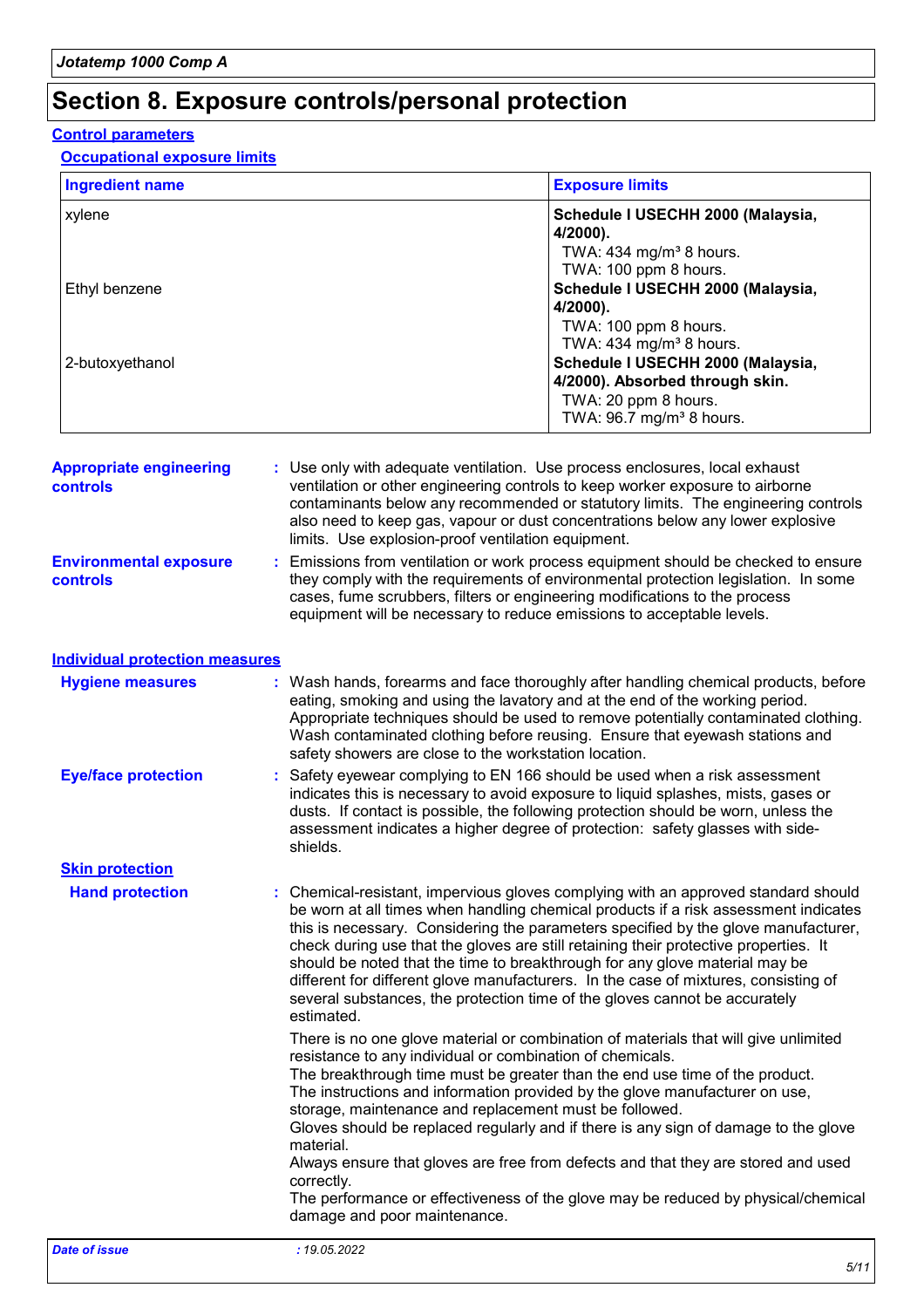# Section 8. Exposure controls/personal protection

## Control parameters

### Occupational exposure limits

| Ingredient name | Exposure limits |
| --- | --- |
| xylene | **Schedule I USECHH 2000 (Malaysia, 4/2000).**<br>TWA: 434 mg/m³ 8 hours.<br>TWA: 100 ppm 8 hours. |
| Ethyl benzene | **Schedule I USECHH 2000 (Malaysia, 4/2000).**<br>TWA: 100 ppm 8 hours.<br>TWA: 434 mg/m³ 8 hours. |
| 2-butoxyethanol | **Schedule I USECHH 2000 (Malaysia, 4/2000). Absorbed through skin.**<br>TWA: 20 ppm 8 hours.<br>TWA: 96.7 mg/m³ 8 hours. |

**Appropriate engineering controls** : Use only with adequate ventilation. Use process enclosures, local exhaust ventilation or other engineering controls to keep worker exposure to airborne contaminants below any recommended or statutory limits. The engineering controls also need to keep gas, vapour or dust concentrations below any lower explosive limits. Use explosion-proof ventilation equipment.

**Environmental exposure controls** : Emissions from ventilation or work process equipment should be checked to ensure they comply with the requirements of environmental protection legislation. In some cases, fume scrubbers, filters or engineering modifications to the process equipment will be necessary to reduce emissions to acceptable levels.

## Individual protection measures

**Hygiene measures** : Wash hands, forearms and face thoroughly after handling chemical products, before eating, smoking and using the lavatory and at the end of the working period. Appropriate techniques should be used to remove potentially contaminated clothing. Wash contaminated clothing before reusing. Ensure that eyewash stations and safety showers are close to the workstation location.

**Eye/face protection** : Safety eyewear complying to EN 166 should be used when a risk assessment indicates this is necessary to avoid exposure to liquid splashes, mists, gases or dusts. If contact is possible, the following protection should be worn, unless the assessment indicates a higher degree of protection: safety glasses with side-shields.

### Skin protection

**Hand protection** : Chemical-resistant, impervious gloves complying with an approved standard should be worn at all times when handling chemical products if a risk assessment indicates this is necessary. Considering the parameters specified by the glove manufacturer, check during use that the gloves are still retaining their protective properties. It should be noted that the time to breakthrough for any glove material may be different for different glove manufacturers. In the case of mixtures, consisting of several substances, the protection time of the gloves cannot be accurately estimated.

There is no one glove material or combination of materials that will give unlimited resistance to any individual or combination of chemicals.
The breakthrough time must be greater than the end use time of the product.
The instructions and information provided by the glove manufacturer on use, storage, maintenance and replacement must be followed.
Gloves should be replaced regularly and if there is any sign of damage to the glove material.
Always ensure that gloves are free from defects and that they are stored and used correctly.
The performance or effectiveness of the glove may be reduced by physical/chemical damage and poor maintenance.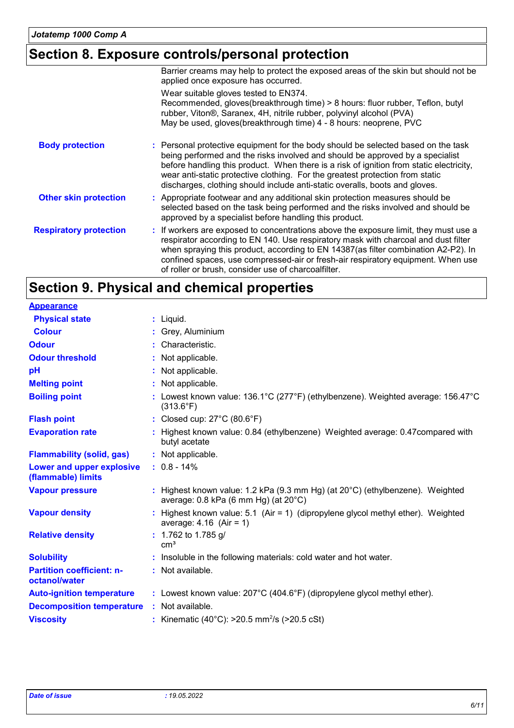## Section 8. Exposure controls/personal protection

Barrier creams may help to protect the exposed areas of the skin but should not be applied once exposure has occurred.

Wear suitable gloves tested to EN374.
Recommended, gloves(breakthrough time) > 8 hours: fluor rubber, Teflon, butyl rubber, Viton®, Saranex, 4H, nitrile rubber, polyvinyl alcohol (PVA)
May be used, gloves(breakthrough time) 4 - 8 hours: neoprene, PVC

| | |
|---|---|
| **Body protection** | : Personal protective equipment for the body should be selected based on the task being performed and the risks involved and should be approved by a specialist before handling this product. When there is a risk of ignition from static electricity, wear anti-static protective clothing. For the greatest protection from static discharges, clothing should include anti-static overalls, boots and gloves. |
| **Other skin protection** | : Appropriate footwear and any additional skin protection measures should be selected based on the task being performed and the risks involved and should be approved by a specialist before handling this product. |
| **Respiratory protection** | : If workers are exposed to concentrations above the exposure limit, they must use a respirator according to EN 140. Use respiratory mask with charcoal and dust filter when spraying this product, according to EN 14387(as filter combination A2-P2). In confined spaces, use compressed-air or fresh-air respiratory equipment. When use of roller or brush, consider use of charcoalfilter. |

## Section 9. Physical and chemical properties

| | |
|---|---|
| **Appearance** | |
| **Physical state** | : Liquid. |
| **Colour** | : Grey, Aluminium |
| **Odour** | : Characteristic. |
| **Odour threshold** | : Not applicable. |
| **pH** | : Not applicable. |
| **Melting point** | : Not applicable. |
| **Boiling point** | : Lowest known value: 136.1°C (277°F) (ethylbenzene). Weighted average: 156.47°C (313.6°F) |
| **Flash point** | : Closed cup: 27°C (80.6°F) |
| **Evaporation rate** | : Highest known value: 0.84 (ethylbenzene) Weighted average: 0.47compared with butyl acetate |
| **Flammability (solid, gas)** | : Not applicable. |
| **Lower and upper explosive (flammable) limits** | : 0.8 - 14% |
| **Vapour pressure** | : Highest known value: 1.2 kPa (9.3 mm Hg) (at 20°C) (ethylbenzene). Weighted average: 0.8 kPa (6 mm Hg) (at 20°C) |
| **Vapour density** | : Highest known value: 5.1 (Air = 1) (dipropylene glycol methyl ether). Weighted average: 4.16 (Air = 1) |
| **Relative density** | : 1.762 to 1.785 g/ $cm^3$ |
| **Solubility** | : Insoluble in the following materials: cold water and hot water. |
| **Partition coefficient: n-octanol/water** | : Not available. |
| **Auto-ignition temperature** | : Lowest known value: 207°C (404.6°F) (dipropylene glycol methyl ether). |
| **Decomposition temperature** | : Not available. |
| **Viscosity** | : Kinematic (40°C): >20.5 $mm^2/s$ (>20.5 cSt) |

*Date of issue* : 19.05.2022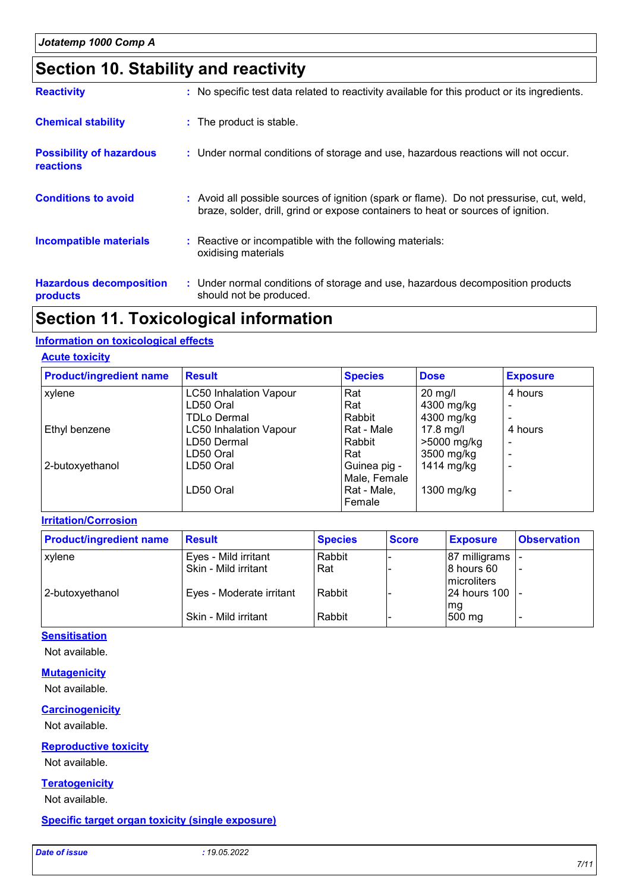# Section 10. Stability and reactivity

**Reactivity** : No specific test data related to reactivity available for this product or its ingredients.

**Chemical stability** : The product is stable.

**Possibility of hazardous reactions** : Under normal conditions of storage and use, hazardous reactions will not occur.

**Conditions to avoid** : Avoid all possible sources of ignition (spark or flame). Do not pressurise, cut, weld, braze, solder, drill, grind or expose containers to heat or sources of ignition.

**Incompatible materials** : Reactive or incompatible with the following materials: oxidising materials

**Hazardous decomposition products** : Under normal conditions of storage and use, hazardous decomposition products should not be produced.

# Section 11. Toxicological information

## Information on toxicological effects

### Acute toxicity

| Product/ingredient name | Result | Species | Dose | Exposure |
|---|---|---|---|---|
| xylene | LC50 Inhalation Vapour | Rat | 20 mg/l | 4 hours |
| | LD50 Oral | Rat | 4300 mg/kg | - |
| | TDLo Dermal | Rabbit | 4300 mg/kg | - |
| Ethyl benzene | LC50 Inhalation Vapour | Rat - Male | 17.8 mg/l | 4 hours |
| | LD50 Dermal | Rabbit | >5000 mg/kg | - |
| | LD50 Oral | Rat | 3500 mg/kg | - |
| 2-butoxyethanol | LD50 Oral | Guinea pig - Male, Female | 1414 mg/kg | - |
| | LD50 Oral | Rat - Male, Female | 1300 mg/kg | - |

### Irritation/Corrosion

| Product/ingredient name | Result | Species | Score | Exposure | Observation |
|---|---|---|---|---|---|
| xylene | Eyes - Mild irritant | Rabbit | - | 87 milligrams | - |
| | Skin - Mild irritant | Rat | - | 8 hours 60 microliters | - |
| 2-butoxyethanol | Eyes - Moderate irritant | Rabbit | - | 24 hours 100 mg | - |
| | Skin - Mild irritant | Rabbit | - | 500 mg | - |

### Sensitisation

Not available.

### Mutagenicity

Not available.

### Carcinogenicity

Not available.

### Reproductive toxicity

Not available.

### Teratogenicity

Not available.

### Specific target organ toxicity (single exposure)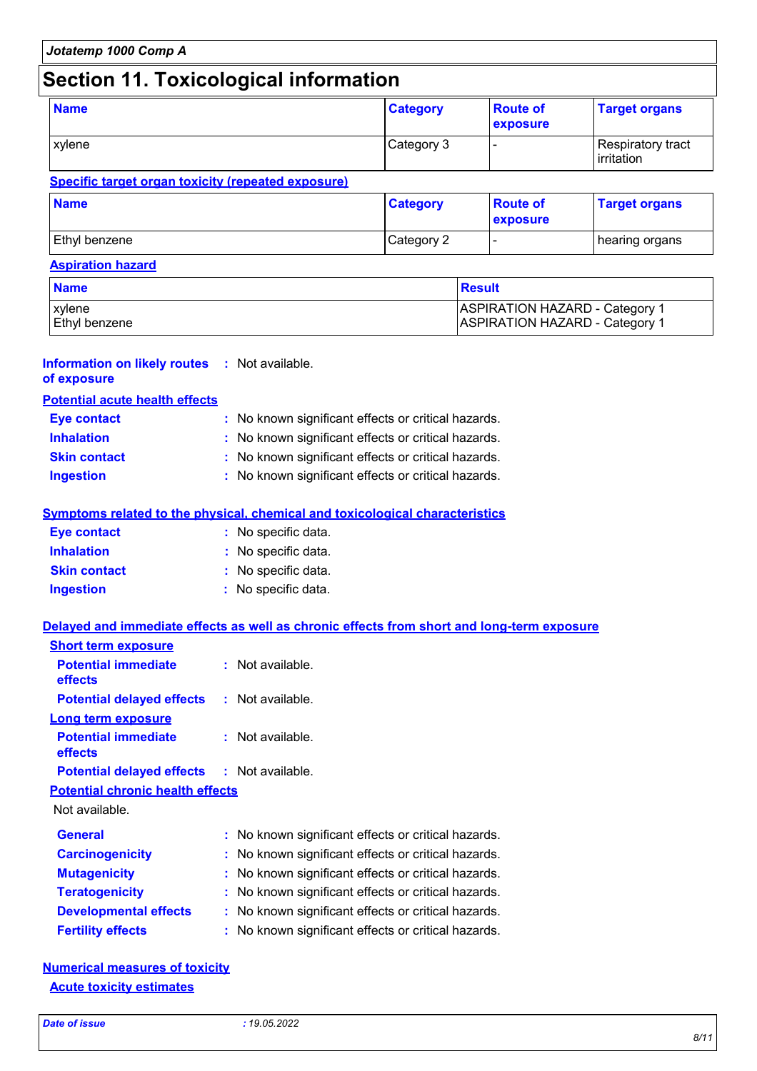# Section 11. Toxicological information

| Name | Category | Route of exposure | Target organs |
|---|---|---|---|
| xylene | Category 3 | - | Respiratory tract irritation |

**Specific target organ toxicity (repeated exposure)**

| Name | Category | Route of exposure | Target organs |
|---|---|---|---|
| Ethyl benzene | Category 2 | - | hearing organs |

**Aspiration hazard**

| Name | Result |
|---|---|
| xylene | ASPIRATION HAZARD - Category 1 |
| Ethyl benzene | ASPIRATION HAZARD - Category 1 |

**Information on likely routes of exposure** : Not available.

**Potential acute health effects**

- **Eye contact** : No known significant effects or critical hazards.
- **Inhalation** : No known significant effects or critical hazards.
- **Skin contact** : No known significant effects or critical hazards.
- **Ingestion** : No known significant effects or critical hazards.

**Symptoms related to the physical, chemical and toxicological characteristics**

- **Eye contact** : No specific data.
- **Inhalation** : No specific data.
- **Skin contact** : No specific data.
- **Ingestion** : No specific data.

**Delayed and immediate effects as well as chronic effects from short and long-term exposure**

**Short term exposure**

- **Potential immediate effects** : Not available.
- **Potential delayed effects** : Not available.

**Long term exposure**

- **Potential immediate effects** : Not available.
- **Potential delayed effects** : Not available.

**Potential chronic health effects**

Not available.

- **General** : No known significant effects or critical hazards.
- **Carcinogenicity** : No known significant effects or critical hazards.
- **Mutagenicity** : No known significant effects or critical hazards.
- **Teratogenicity** : No known significant effects or critical hazards.
- **Developmental effects** : No known significant effects or critical hazards.
- **Fertility effects** : No known significant effects or critical hazards.

**Numerical measures of toxicity**

**Acute toxicity estimates**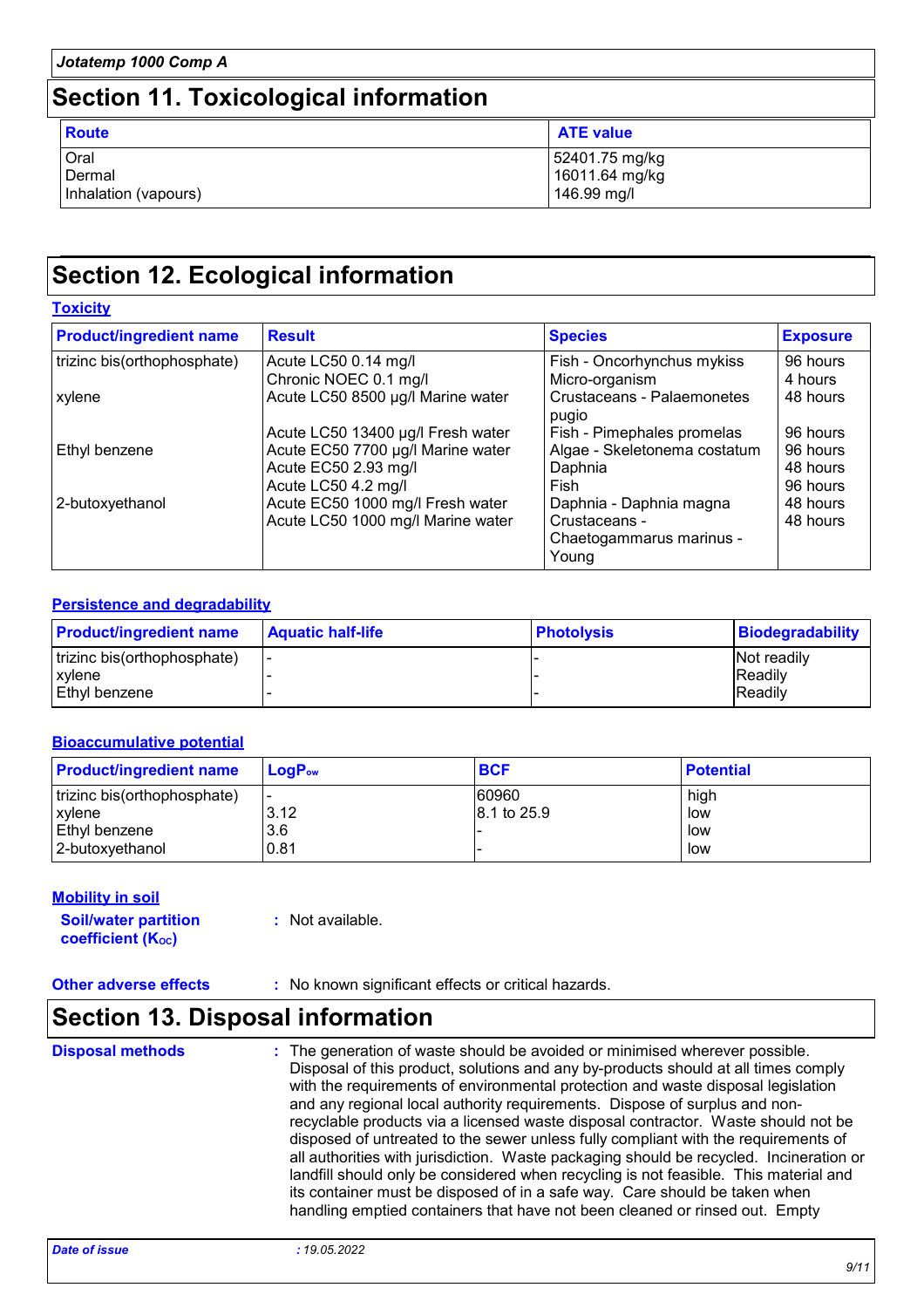## Section 11. Toxicological information

| Route | ATE value |
|---|---|
| Oral | 52401.75 mg/kg |
| Dermal | 16011.64 mg/kg |
| Inhalation (vapours) | 146.99 mg/l |

## Section 12. Ecological information

### Toxicity

| Product/ingredient name | Result | Species | Exposure |
|---|---|---|---|
| trizinc bis(orthophosphate) | Acute LC50 0.14 mg/l | Fish - Oncorhynchus mykiss | 96 hours |
| | Chronic NOEC 0.1 mg/l | Micro-organism | 4 hours |
| xylene | Acute LC50 8500 µg/l Marine water | Crustaceans - Palaemonetes pugio | 48 hours |
| | Acute LC50 13400 µg/l Fresh water | Fish - Pimephales promelas | 96 hours |
| Ethyl benzene | Acute EC50 7700 µg/l Marine water | Algae - Skeletonema costatum | 96 hours |
| | Acute EC50 2.93 mg/l | Daphnia | 48 hours |
| | Acute LC50 4.2 mg/l | Fish | 96 hours |
| 2-butoxyethanol | Acute EC50 1000 mg/l Fresh water | Daphnia - Daphnia magna | 48 hours |
| | Acute LC50 1000 mg/l Marine water | Crustaceans - Chaetogammarus marinus - Young | 48 hours |

### Persistence and degradability

| Product/ingredient name | Aquatic half-life | Photolysis | Biodegradability |
|---|---|---|---|
| trizinc bis(orthophosphate) | - | - | Not readily |
| xylene | - | - | Readily |
| Ethyl benzene | - | - | Readily |

### Bioaccumulative potential

| Product/ingredient name | $LogP_{ow}$ | BCF | Potential |
|---|---|---|---|
| trizinc bis(orthophosphate) | - | 60960 | high |
| xylene | 3.12 | 8.1 to 25.9 | low |
| Ethyl benzene | 3.6 | - | low |
| 2-butoxyethanol | 0.81 | - | low |

### Mobility in soil

**Soil/water partition coefficient ($K_{OC}$)** : Not available.

**Other adverse effects** : No known significant effects or critical hazards.

## Section 13. Disposal information

**Disposal methods** : The generation of waste should be avoided or minimised wherever possible. Disposal of this product, solutions and any by-products should at all times comply with the requirements of environmental protection and waste disposal legislation and any regional local authority requirements. Dispose of surplus and non-recyclable products via a licensed waste disposal contractor. Waste should not be disposed of untreated to the sewer unless fully compliant with the requirements of all authorities with jurisdiction. Waste packaging should be recycled. Incineration or landfill should only be considered when recycling is not feasible. This material and its container must be disposed of in a safe way. Care should be taken when handling emptied containers that have not been cleaned or rinsed out. Empty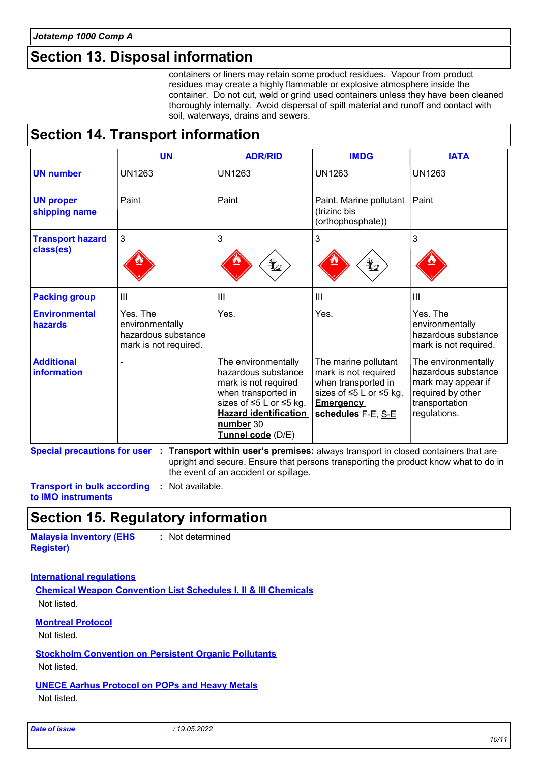## Section 13. Disposal information

containers or liners may retain some product residues. Vapour from product residues may create a highly flammable or explosive atmosphere inside the container. Do not cut, weld or grind used containers unless they have been cleaned thoroughly internally. Avoid dispersal of spilt material and runoff and contact with soil, waterways, drains and sewers.

## Section 14. Transport information

| | UN | ADR/RID | IMDG | IATA |
|---|---|---|---|---|
| **UN number** | UN1263 | UN1263 | UN1263 | UN1263 |
| **UN proper shipping name** | Paint | Paint | Paint. Marine pollutant (trizinc bis (orthophosphate)) | Paint |
| **Transport hazard class(es)** | 3 | 3 | 3 | 3 |
| **Packing group** | III | III | III | III |
| **Environmental hazards** | Yes. The environmentally hazardous substance mark is not required. | Yes. | Yes. | Yes. The environmentally hazardous substance mark is not required. |
| **Additional information** | - | The environmentally hazardous substance mark is not required when transported in sizes of ≤5 L or ≤5 kg. **Hazard identification number** 30 **Tunnel code** (D/E) | The marine pollutant mark is not required when transported in sizes of ≤5 L or ≤5 kg. **Emergency schedules** F-E, S-E | The environmentally hazardous substance mark may appear if required by other transportation regulations. |

**Special precautions for user** : **Transport within user's premises:** always transport in closed containers that are upright and secure. Ensure that persons transporting the product know what to do in the event of an accident or spillage.

**Transport in bulk according to IMO instruments** : Not available.

## Section 15. Regulatory information

**Malaysia Inventory (EHS Register)** : Not determined

**International regulations**

**Chemical Weapon Convention List Schedules I, II & III Chemicals**

Not listed.

**Montreal Protocol**

Not listed.

**Stockholm Convention on Persistent Organic Pollutants**

Not listed.

**UNECE Aarhus Protocol on POPs and Heavy Metals**

Not listed.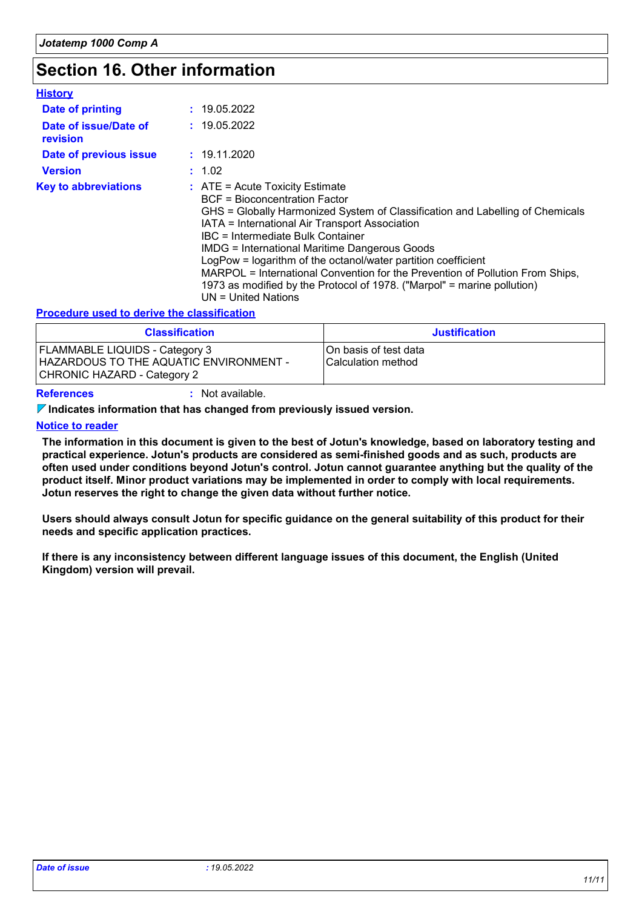## Section 16. Other information

**History**

**Date of printing** : 19.05.2022

**Date of issue/Date of revision** : 19.05.2022

**Date of previous issue** : 19.11.2020

**Version** : 1.02

**Key to abbreviations** : ATE = Acute Toxicity Estimate
BCF = Bioconcentration Factor
GHS = Globally Harmonized System of Classification and Labelling of Chemicals
IATA = International Air Transport Association
IBC = Intermediate Bulk Container
IMDG = International Maritime Dangerous Goods
LogPow = logarithm of the octanol/water partition coefficient
MARPOL = International Convention for the Prevention of Pollution From Ships, 1973 as modified by the Protocol of 1978. ("Marpol" = marine pollution)
UN = United Nations

**Procedure used to derive the classification**

| Classification | Justification |
|---|---|
| FLAMMABLE LIQUIDS - Category 3<br>HAZARDOUS TO THE AQUATIC ENVIRONMENT - CHRONIC HAZARD - Category 2 | On basis of test data<br>Calculation method |

**References** : Not available.

**Indicates information that has changed from previously issued version.**

**Notice to reader**

**The information in this document is given to the best of Jotun's knowledge, based on laboratory testing and practical experience. Jotun's products are considered as semi-finished goods and as such, products are often used under conditions beyond Jotun's control. Jotun cannot guarantee anything but the quality of the product itself. Minor product variations may be implemented in order to comply with local requirements. Jotun reserves the right to change the given data without further notice.**

**Users should always consult Jotun for specific guidance on the general suitability of this product for their needs and specific application practices.**

**If there is any inconsistency between different language issues of this document, the English (United Kingdom) version will prevail.**